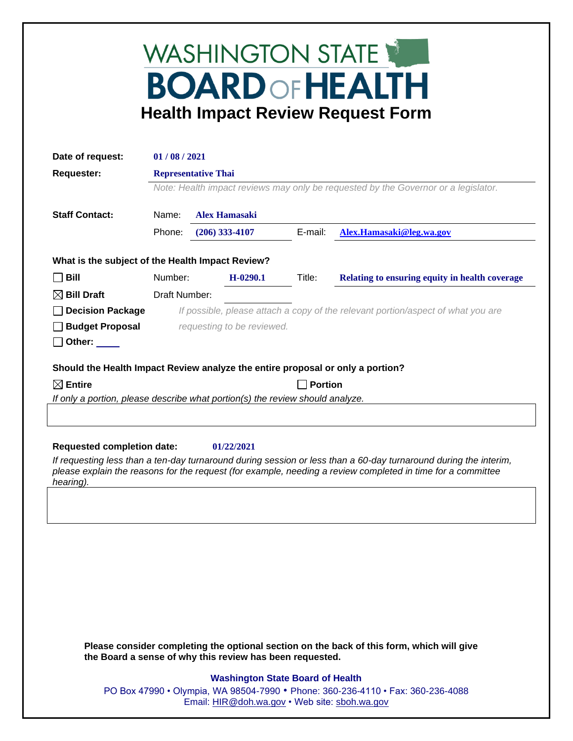# WASHINGTON STATE BOARD OF HEALTH

## Health Impact Review Request Form

**Date of request:** 01 / 08 / 2021

**Requester:** Representative Thai

*Note: Health impact reviews may only be requested by the Governor or a legislator.*

**Staff Contact:**

Name: Alex Hamasaki

Phone: (206) 333-4107 E-mail: Alex.Hamasaki@leg.wa.gov

**What is the subject of the Health Impact Review?**

- ☐ **Bill** Number: H-0290.1 Title: Relating to ensuring equity in health coverage
- ☒ **Bill Draft** Draft Number:
- ☐ **Decision Package** *If possible, please attach a copy of the relevant portion/aspect of what you are requesting to be reviewed.*
- ☐ **Budget Proposal**
- ☐ **Other:** ____

**Should the Health Impact Review analyze the entire proposal or only a portion?**

☒ **Entire** ☐ **Portion**

*If only a portion, please describe what portion(s) the review should analyze.*

**Requested completion date:** 01/22/2021

*If requesting less than a ten-day turnaround during session or less than a 60-day turnaround during the interim, please explain the reasons for the request (for example, needing a review completed in time for a committee hearing).*

**Please consider completing the optional section on the back of this form, which will give the Board a sense of why this review has been requested.**

**Washington State Board of Health**

PO Box 47990 • Olympia, WA 98504-7990 • Phone: 360-236-4110 • Fax: 360-236-4088
Email: HIR@doh.wa.gov • Web site: sboh.wa.gov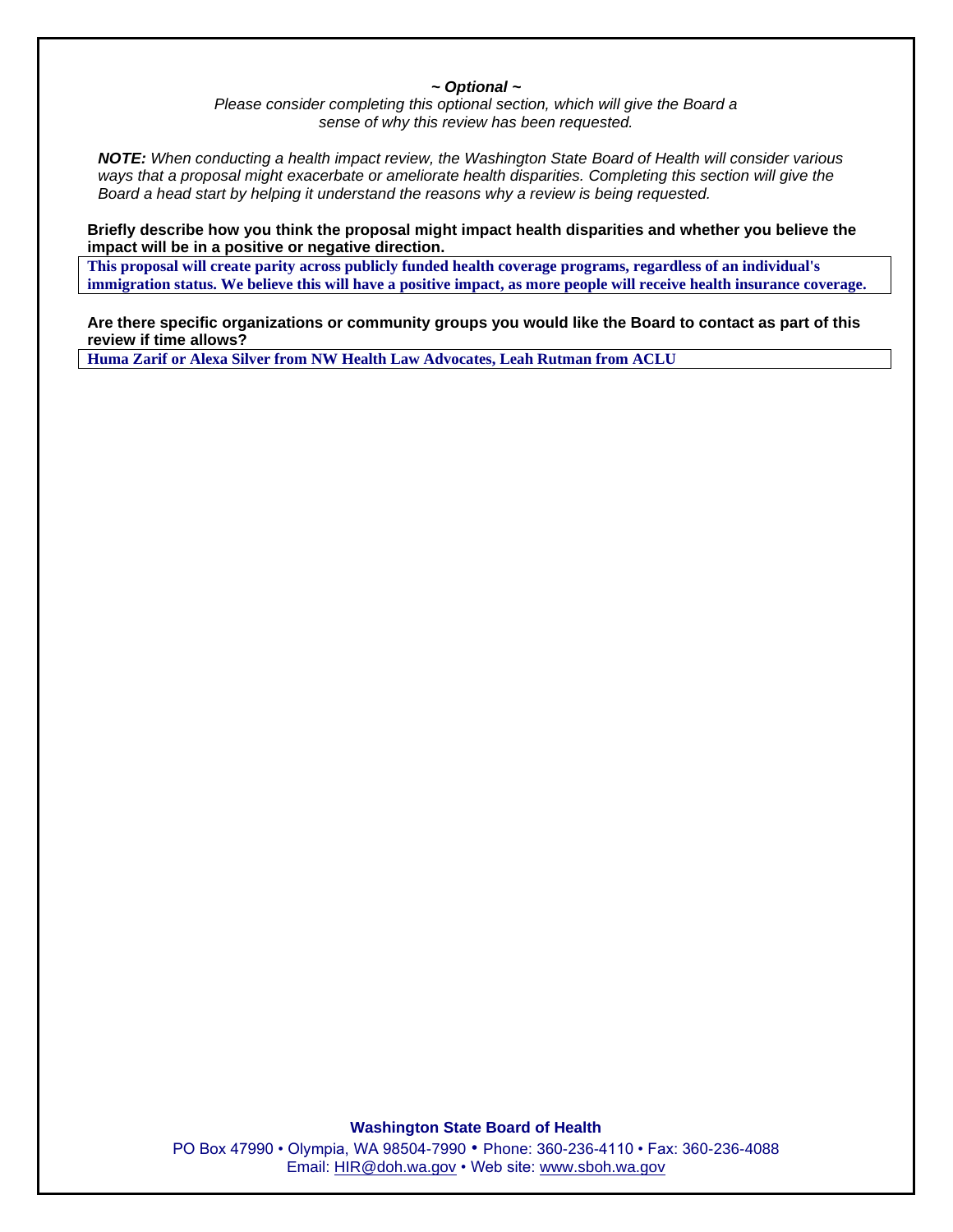***~ Optional ~***

*Please consider completing this optional section, which will give the Board a sense of why this review has been requested.*

***NOTE:*** *When conducting a health impact review, the Washington State Board of Health will consider various ways that a proposal might exacerbate or ameliorate health disparities. Completing this section will give the Board a head start by helping it understand the reasons why a review is being requested.*

**Briefly describe how you think the proposal might impact health disparities and whether you believe the impact will be in a positive or negative direction.**

This proposal will create parity across publicly funded health coverage programs, regardless of an individual's immigration status. We believe this will have a positive impact, as more people will receive health insurance coverage.

**Are there specific organizations or community groups you would like the Board to contact as part of this review if time allows?**

Huma Zarif or Alexa Silver from NW Health Law Advocates, Leah Rutman from ACLU

**Washington State Board of Health**

PO Box 47990 • Olympia, WA 98504-7990 • Phone: 360-236-4110 • Fax: 360-236-4088
Email: HIR@doh.wa.gov • Web site: www.sboh.wa.gov